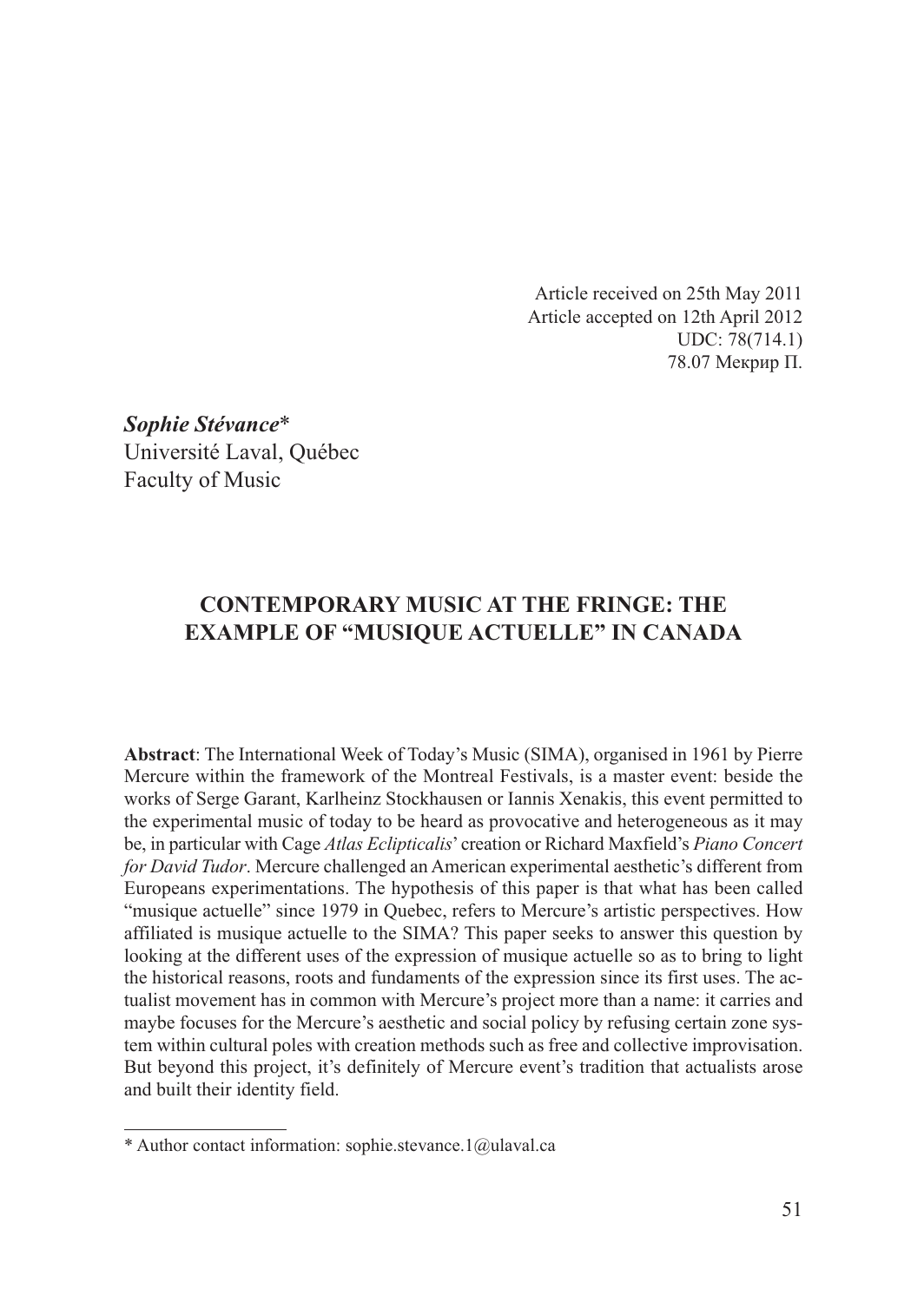Article received on 25th May 2011
Article accepted on 12th April 2012
UDC: 78(714.1)
78.07 Мекрир П.

***Sophie Stévance****
Université Laval, Québec
Faculty of Music

# CONTEMPORARY MUSIC AT THE FRINGE: THE EXAMPLE OF "MUSIQUE ACTUELLE" IN CANADA

**Abstract**: The International Week of Today's Music (SIMA), organised in 1961 by Pierre Mercure within the framework of the Montreal Festivals, is a master event: beside the works of Serge Garant, Karlheinz Stockhausen or Iannis Xenakis, this event permitted to the experimental music of today to be heard as provocative and heterogeneous as it may be, in particular with Cage *Atlas Eclipticalis*' creation or Richard Maxfield's *Piano Concert for David Tudor*. Mercure challenged an American experimental aesthetic's different from Europeans experimentations. The hypothesis of this paper is that what has been called "musique actuelle" since 1979 in Quebec, refers to Mercure's artistic perspectives. How affiliated is musique actuelle to the SIMA? This paper seeks to answer this question by looking at the different uses of the expression of musique actuelle so as to bring to light the historical reasons, roots and fundaments of the expression since its first uses. The actualist movement has in common with Mercure's project more than a name: it carries and maybe focuses for the Mercure's aesthetic and social policy by refusing certain zone system within cultural poles with creation methods such as free and collective improvisation. But beyond this project, it's definitely of Mercure event's tradition that actualists arose and built their identity field.

---

\* Author contact information: sophie.stevance.1@ulaval.ca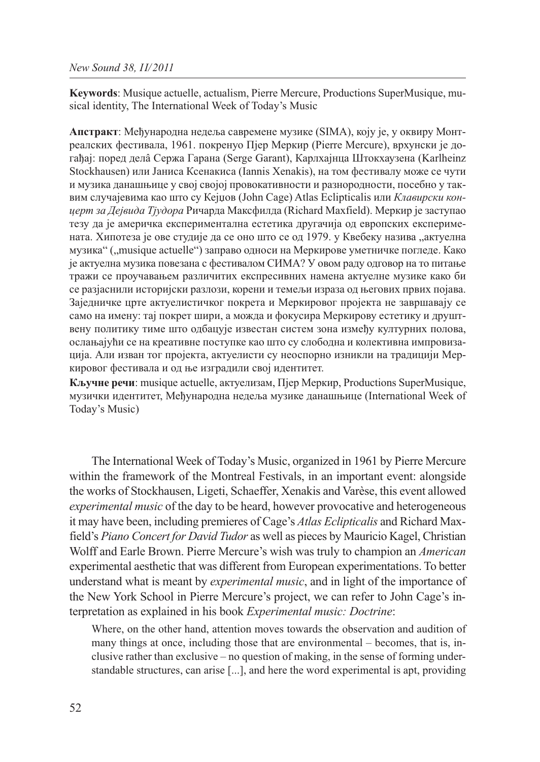**Keywords**: Musique actuelle, actualism, Pierre Mercure, Productions SuperMusique, musical identity, The International Week of Today's Music

**Апстракт**: Међународна недеља савремене музике (SIMA), коју је, у оквиру Монтреалских фестивала, 1961. покренуо Пјер Меркир (Pierre Mercure), врхунски је догађај: поред делâ Сержа Гарана (Serge Garant), Карлхајнца Штокхаузена (Karlheinz Stockhausen) или Јаниса Ксенакиса (Iannis Xenakis), на том фестивалу може се чути и музика данашњице у свој својој провокативности и разнородности, посебно у таквим случајевима као што су Кејџов (John Cage) Atlas Eclipticalis или *Клавирски концерт за Дејвида Тјудора* Ричарда Максфилда (Richard Maxfield). Меркир је заступао тезу да је америчка експериментална естетика другачија од европских експеримената. Хипотеза је ове студије да се оно што се од 1979. у Квебеку назива „актуелна музика" („musique actuelle") заправо односи на Меркирове уметничке погледе. Како је актуелна музика повезана с фестивалом СИМА? У овом раду одговор на то питање тражи се проучавањем различитих експресивних намена актуелне музике како би се разјаснили историјски разлози, корени и темељи израза од његових првих појава. Заједничке црте актуелистичког покрета и Меркировог пројекта не завршавају се само на имену: тај покрет шири, а можда и фокусира Меркирову естетику и друштвену политику тиме што одбацује известан систем зона између културних полова, ослањајући се на креативне поступке као што су слободна и колективна импровизација. Али изван тог пројекта, актуелисти су неоспорно изникли на традицији Меркировог фестивала и од ње изградили свој идентитет.

**Кључне речи**: musique actuelle, актуелизам, Пјер Меркир, Productions SuperMusique, музички идентитет, Међународна недеља музике данашњице (International Week of Today's Music)

The International Week of Today's Music, organized in 1961 by Pierre Mercure within the framework of the Montreal Festivals, in an important event: alongside the works of Stockhausen, Ligeti, Schaeffer, Xenakis and Varèse, this event allowed *experimental music* of the day to be heard, however provocative and heterogeneous it may have been, including premieres of Cage's *Atlas Eclipticalis* and Richard Maxfield's *Piano Concert for David Tudor* as well as pieces by Mauricio Kagel, Christian Wolff and Earle Brown. Pierre Mercure's wish was truly to champion an *American* experimental aesthetic that was different from European experimentations. To better understand what is meant by *experimental music*, and in light of the importance of the New York School in Pierre Mercure's project, we can refer to John Cage's interpretation as explained in his book *Experimental music: Doctrine*:

> Where, on the other hand, attention moves towards the observation and audition of many things at once, including those that are environmental – becomes, that is, inclusive rather than exclusive – no question of making, in the sense of forming understandable structures, can arise [...], and here the word experimental is apt, providing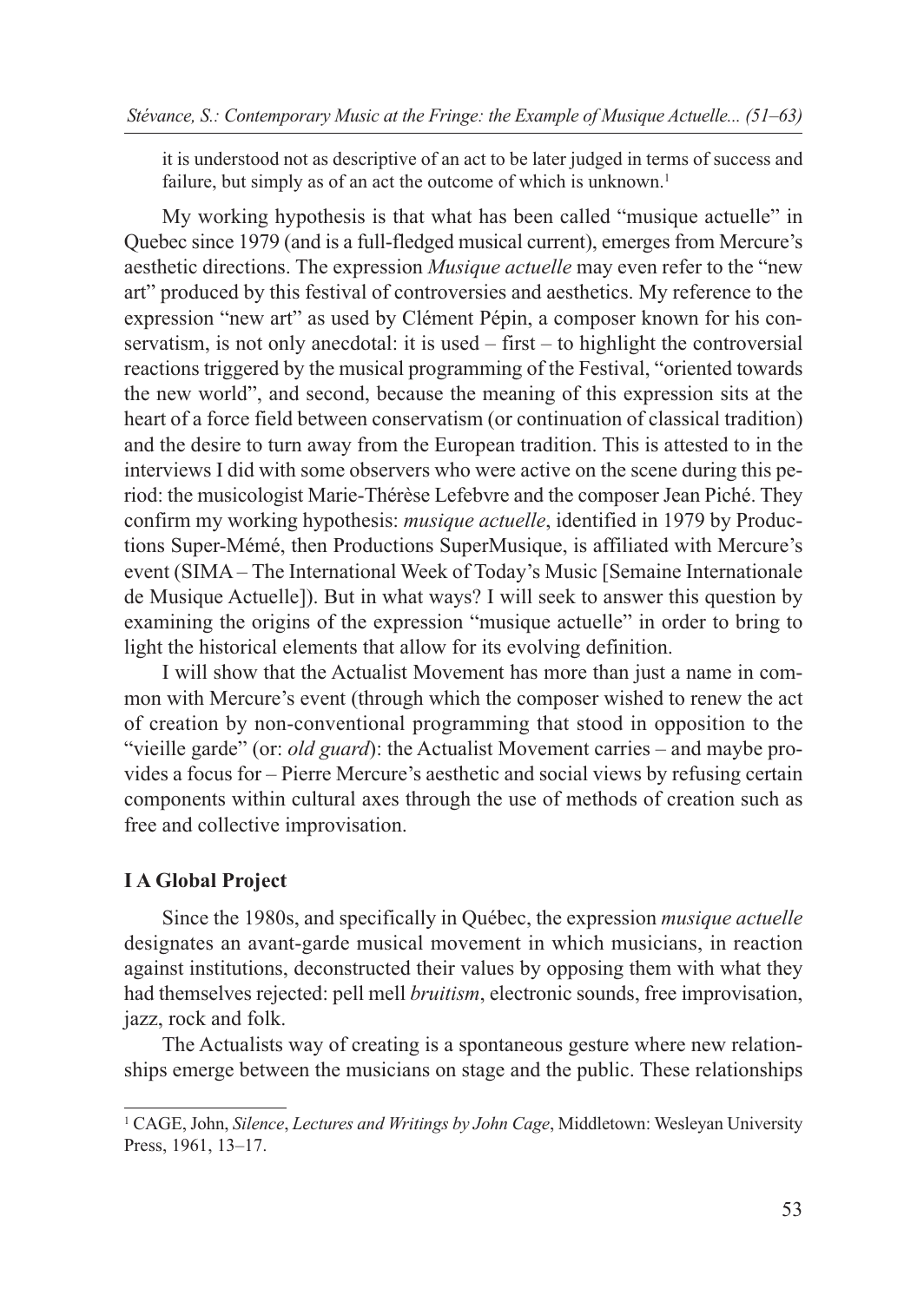it is understood not as descriptive of an act to be later judged in terms of success and failure, but simply as of an act the outcome of which is unknown.[1]

My working hypothesis is that what has been called "musique actuelle" in Quebec since 1979 (and is a full-fledged musical current), emerges from Mercure's aesthetic directions. The expression *Musique actuelle* may even refer to the "new art" produced by this festival of controversies and aesthetics. My reference to the expression "new art" as used by Clément Pépin, a composer known for his conservatism, is not only anecdotal: it is used – first – to highlight the controversial reactions triggered by the musical programming of the Festival, "oriented towards the new world", and second, because the meaning of this expression sits at the heart of a force field between conservatism (or continuation of classical tradition) and the desire to turn away from the European tradition. This is attested to in the interviews I did with some observers who were active on the scene during this period: the musicologist Marie-Thérèse Lefebvre and the composer Jean Piché. They confirm my working hypothesis: *musique actuelle*, identified in 1979 by Productions Super-Mémé, then Productions SuperMusique, is affiliated with Mercure's event (SIMA – The International Week of Today's Music [Semaine Internationale de Musique Actuelle]). But in what ways? I will seek to answer this question by examining the origins of the expression "musique actuelle" in order to bring to light the historical elements that allow for its evolving definition.

I will show that the Actualist Movement has more than just a name in common with Mercure's event (through which the composer wished to renew the act of creation by non-conventional programming that stood in opposition to the "vieille garde" (or: *old guard*): the Actualist Movement carries – and maybe provides a focus for – Pierre Mercure's aesthetic and social views by refusing certain components within cultural axes through the use of methods of creation such as free and collective improvisation.

## I A Global Project

Since the 1980s, and specifically in Québec, the expression *musique actuelle* designates an avant-garde musical movement in which musicians, in reaction against institutions, deconstructed their values by opposing them with what they had themselves rejected: pell mell *bruitism*, electronic sounds, free improvisation, jazz, rock and folk.

The Actualists way of creating is a spontaneous gesture where new relationships emerge between the musicians on stage and the public. These relationships

[1] CAGE, John, *Silence*, *Lectures and Writings by John Cage*, Middletown: Wesleyan University Press, 1961, 13–17.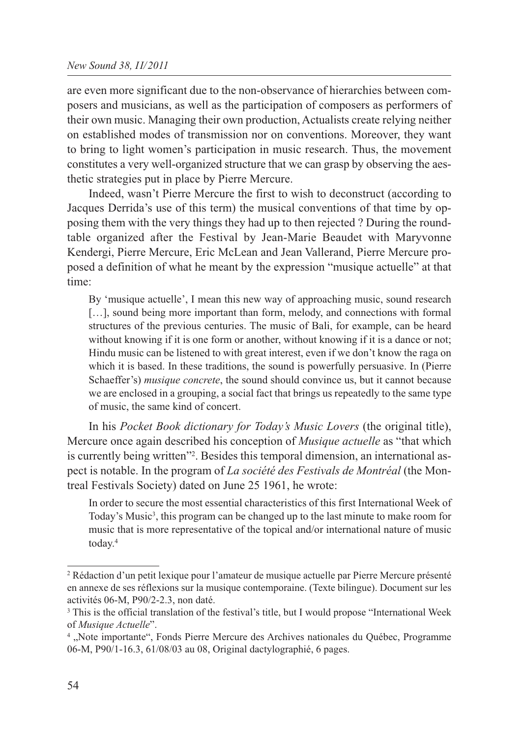are even more significant due to the non-observance of hierarchies between composers and musicians, as well as the participation of composers as performers of their own music. Managing their own production, Actualists create relying neither on established modes of transmission nor on conventions. Moreover, they want to bring to light women's participation in music research. Thus, the movement constitutes a very well-organized structure that we can grasp by observing the aesthetic strategies put in place by Pierre Mercure.

Indeed, wasn't Pierre Mercure the first to wish to deconstruct (according to Jacques Derrida's use of this term) the musical conventions of that time by opposing them with the very things they had up to then rejected ? During the roundtable organized after the Festival by Jean-Marie Beaudet with Maryvonne Kendergi, Pierre Mercure, Eric McLean and Jean Vallerand, Pierre Mercure proposed a definition of what he meant by the expression "musique actuelle" at that time:

> By 'musique actuelle', I mean this new way of approaching music, sound research […], sound being more important than form, melody, and connections with formal structures of the previous centuries. The music of Bali, for example, can be heard without knowing if it is one form or another, without knowing if it is a dance or not; Hindu music can be listened to with great interest, even if we don't know the raga on which it is based. In these traditions, the sound is powerfully persuasive. In (Pierre Schaeffer's) *musique concrete*, the sound should convince us, but it cannot because we are enclosed in a grouping, a social fact that brings us repeatedly to the same type of music, the same kind of concert.

In his *Pocket Book dictionary for Today's Music Lovers* (the original title), Mercure once again described his conception of *Musique actuelle* as "that which is currently being written"[2]. Besides this temporal dimension, an international aspect is notable. In the program of *La société des Festivals de Montréal* (the Montreal Festivals Society) dated on June 25 1961, he wrote:

> In order to secure the most essential characteristics of this first International Week of Today's Music[3], this program can be changed up to the last minute to make room for music that is more representative of the topical and/or international nature of music today.[4]

---

[2] Rédaction d'un petit lexique pour l'amateur de musique actuelle par Pierre Mercure présenté en annexe de ses réflexions sur la musique contemporaine. (Texte bilingue). Document sur les activités 06-M, P90/2-2.3, non daté.

[3] This is the official translation of the festival's title, but I would propose "International Week of *Musique Actuelle*".

[4] „Note importante", Fonds Pierre Mercure des Archives nationales du Québec, Programme 06-M, P90/1-16.3, 61/08/03 au 08, Original dactylographié, 6 pages.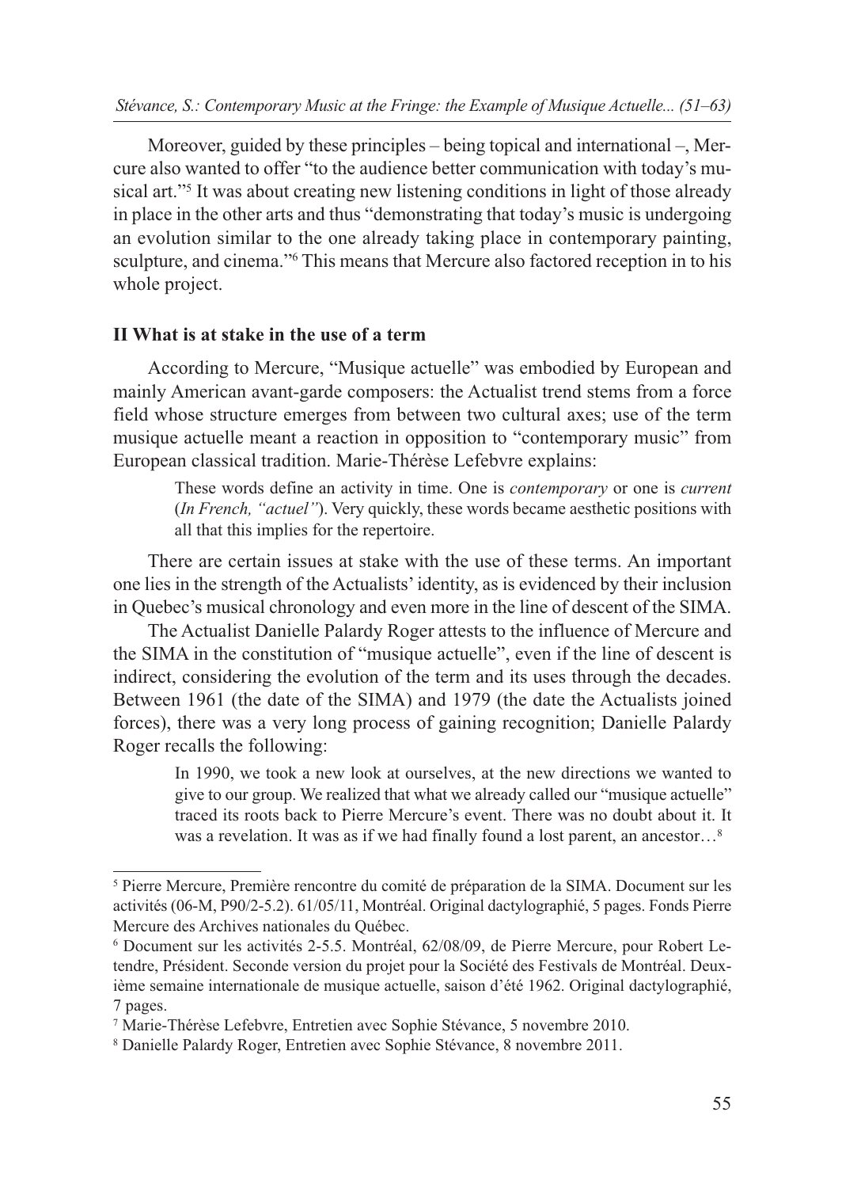Moreover, guided by these principles – being topical and international –, Mercure also wanted to offer "to the audience better communication with today's musical art."[5] It was about creating new listening conditions in light of those already in place in the other arts and thus "demonstrating that today's music is undergoing an evolution similar to the one already taking place in contemporary painting, sculpture, and cinema."[6] This means that Mercure also factored reception in to his whole project.

## II What is at stake in the use of a term

According to Mercure, "Musique actuelle" was embodied by European and mainly American avant-garde composers: the Actualist trend stems from a force field whose structure emerges from between two cultural axes; use of the term musique actuelle meant a reaction in opposition to "contemporary music" from European classical tradition. Marie-Thérèse Lefebvre explains:

> These words define an activity in time. One is *contemporary* or one is *current* (*In French, "actuel"*). Very quickly, these words became aesthetic positions with all that this implies for the repertoire.

There are certain issues at stake with the use of these terms. An important one lies in the strength of the Actualists' identity, as is evidenced by their inclusion in Quebec's musical chronology and even more in the line of descent of the SIMA.

The Actualist Danielle Palardy Roger attests to the influence of Mercure and the SIMA in the constitution of "musique actuelle", even if the line of descent is indirect, considering the evolution of the term and its uses through the decades. Between 1961 (the date of the SIMA) and 1979 (the date the Actualists joined forces), there was a very long process of gaining recognition; Danielle Palardy Roger recalls the following:

> In 1990, we took a new look at ourselves, at the new directions we wanted to give to our group. We realized that what we already called our "musique actuelle" traced its roots back to Pierre Mercure's event. There was no doubt about it. It was a revelation. It was as if we had finally found a lost parent, an ancestor…[8]

---

[5] Pierre Mercure, Première rencontre du comité de préparation de la SIMA. Document sur les activités (06-M, P90/2-5.2). 61/05/11, Montréal. Original dactylographié, 5 pages. Fonds Pierre Mercure des Archives nationales du Québec.

[6] Document sur les activités 2-5.5. Montréal, 62/08/09, de Pierre Mercure, pour Robert Letendre, Président. Seconde version du projet pour la Société des Festivals de Montréal. Deuxième semaine internationale de musique actuelle, saison d'été 1962. Original dactylographié, 7 pages.

[7] Marie-Thérèse Lefebvre, Entretien avec Sophie Stévance, 5 novembre 2010.

[8] Danielle Palardy Roger, Entretien avec Sophie Stévance, 8 novembre 2011.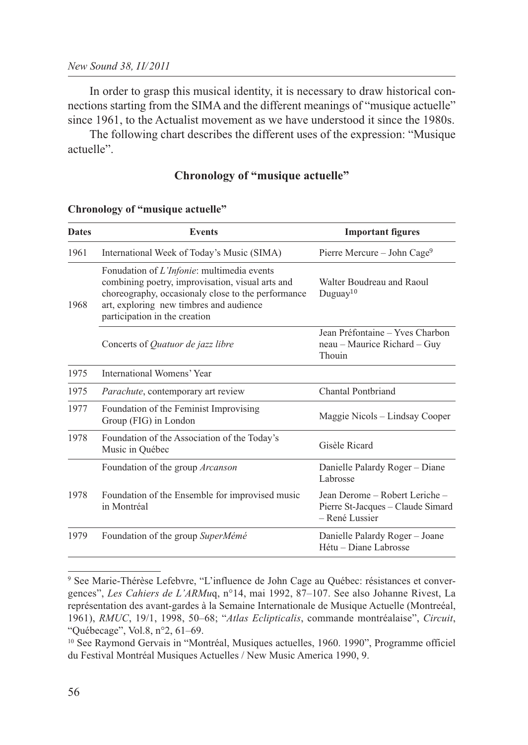In order to grasp this musical identity, it is necessary to draw historical connections starting from the SIMA and the different meanings of "musique actuelle" since 1961, to the Actualist movement as we have understood it since the 1980s.

The following chart describes the different uses of the expression: "Musique actuelle".

### Chronology of "musique actuelle"

**Chronology of "musique actuelle"**

| Dates | Events | Important figures |
|---|---|---|
| 1961 | International Week of Today's Music (SIMA) | Pierre Mercure – John Cage[9] |
| 1968 | Fonudation of *L'Infonie*: multimedia events combining poetry, improvisation, visual arts and choreography, occasionaly close to the performance art, exploring new timbres and audience participation in the creation | Walter Boudreau and Raoul Duguay[10] |
| | Concerts of *Quatuor de jazz libre* | Jean Préfontaine – Yves Charbon neau – Maurice Richard – Guy Thouin |
| 1975 | International Womens' Year | |
| 1975 | *Parachute*, contemporary art review | Chantal Pontbriand |
| 1977 | Foundation of the Feminist Improvising Group (FIG) in London | Maggie Nicols – Lindsay Cooper |
| 1978 | Foundation of the Association of the Today's Music in Québec | Gisèle Ricard |
| 1978 | Foundation of the group *Arcanson* | Danielle Palardy Roger – Diane Labrosse |
| | Foundation of the Ensemble for improvised music in Montréal | Jean Derome – Robert Leriche – Pierre St-Jacques – Claude Simard – René Lussier |
| 1979 | Foundation of the group *SuperMémé* | Danielle Palardy Roger – Joane Hétu – Diane Labrosse |

---

[9] See Marie-Thérèse Lefebvre, "L'influence de John Cage au Québec: résistances et convergences", *Les Cahiers de L'ARMu*q, n°14, mai 1992, 87–107. See also Johanne Rivest, La représentation des avant-gardes à la Semaine Internationale de Musique Actuelle (Montreéal, 1961), *RMUC*, 19/1, 1998, 50–68; "*Atlas Eclipticalis*, commande montréalaise", *Circuit*, "Québecage", Vol.8, n°2, 61–69.

[10] See Raymond Gervais in "Montréal, Musiques actuelles, 1960. 1990", Programme officiel du Festival Montréal Musiques Actuelles / New Music America 1990, 9.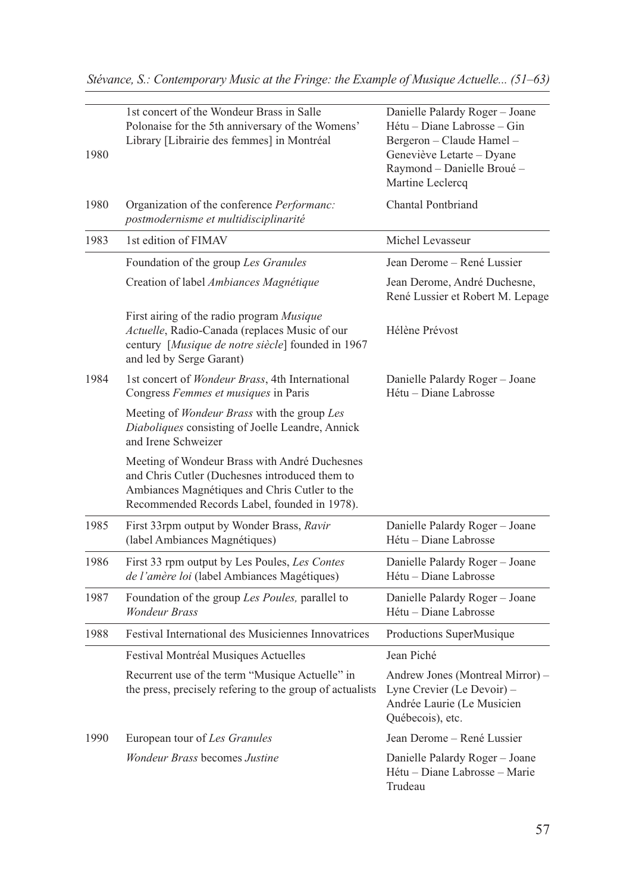| | | |
|---|---|---|
| 1980 | 1st concert of the Wondeur Brass in Salle Polonaise for the 5th anniversary of the Womens' Library [Librairie des femmes] in Montréal | Danielle Palardy Roger – Joane Hétu – Diane Labrosse – Gin Bergeron – Claude Hamel – Geneviève Letarte – Dyane Raymond – Danielle Broué – Martine Leclercq |
| 1980 | Organization of the conference *Performanc: postmodernisme et multidisciplinarité* | Chantal Pontbriand |
| 1983 | 1st edition of FIMAV | Michel Levasseur |
| | Foundation of the group *Les Granules* | Jean Derome – René Lussier |
| | Creation of label *Ambiances Magnétique* | Jean Derome, André Duchesne, René Lussier et Robert M. Lepage |
| | First airing of the radio program *Musique Actuelle*, Radio-Canada (replaces Music of our century [*Musique de notre siècle*] founded in 1967 and led by Serge Garant) | Hélène Prévost |
| 1984 | 1st concert of *Wondeur Brass*, 4th International Congress *Femmes et musiques* in Paris | Danielle Palardy Roger – Joane Hétu – Diane Labrosse |
| | Meeting of *Wondeur Brass* with the group *Les Diaboliques* consisting of Joelle Leandre, Annick and Irene Schweizer | |
| | Meeting of Wondeur Brass with André Duchesnes and Chris Cutler (Duchesnes introduced them to Ambiances Magnétiques and Chris Cutler to the Recommended Records Label, founded in 1978). | |
| 1985 | First 33rpm output by Wonder Brass, *Ravir* (label Ambiances Magnétiques) | Danielle Palardy Roger – Joane Hétu – Diane Labrosse |
| 1986 | First 33 rpm output by Les Poules, *Les Contes de l'amère loi* (label Ambiances Magétiques) | Danielle Palardy Roger – Joane Hétu – Diane Labrosse |
| 1987 | Foundation of the group *Les Poules,* parallel to *Wondeur Brass* | Danielle Palardy Roger – Joane Hétu – Diane Labrosse |
| 1988 | Festival International des Musiciennes Innovatrices | Productions SuperMusique |
| | Festival Montréal Musiques Actuelles | Jean Piché |
| | Recurrent use of the term "Musique Actuelle" in the press, precisely refering to the group of actualists | Andrew Jones (Montreal Mirror) – Lyne Crevier (Le Devoir) – Andrée Laurie (Le Musicien Québecois), etc. |
| 1990 | European tour of *Les Granules* | Jean Derome – René Lussier |
| | *Wondeur Brass* becomes *Justine* | Danielle Palardy Roger – Joane Hétu – Diane Labrosse – Marie Trudeau |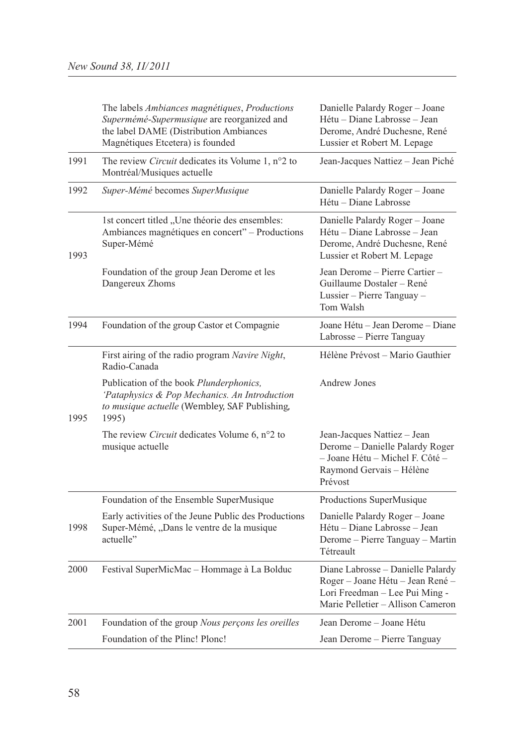| | | |
|---|---|---|
| | The labels *Ambiances magnétiques*, *Productions Supermémé-Supermusique* are reorganized and the label DAME (Distribution Ambiances Magnétiques Etcetera) is founded | Danielle Palardy Roger – Joane Hétu – Diane Labrosse – Jean Derome, André Duchesne, René Lussier et Robert M. Lepage |
| 1991 | The review *Circuit* dedicates its Volume 1, n°2 to Montréal/Musiques actuelle | Jean-Jacques Nattiez – Jean Piché |
| 1992 | *Super-Mémé* becomes *SuperMusique* | Danielle Palardy Roger – Joane Hétu – Diane Labrosse |
| 1993 | 1st concert titled „Une théorie des ensembles: Ambiances magnétiques en concert" – Productions Super-Mémé | Danielle Palardy Roger – Joane Hétu – Diane Labrosse – Jean Derome, André Duchesne, René Lussier et Robert M. Lepage |
| | Foundation of the group Jean Derome et les Dangereux Zhoms | Jean Derome – Pierre Cartier – Guillaume Dostaler – René Lussier – Pierre Tanguay – Tom Walsh |
| 1994 | Foundation of the group Castor et Compagnie | Joane Hétu – Jean Derome – Diane Labrosse – Pierre Tanguay |
| 1995 | First airing of the radio program *Navire Night*, Radio-Canada | Hélène Prévost – Mario Gauthier |
| | Publication of the book *Plunderphonics, 'Pataphysics & Pop Mechanics. An Introduction to musique actuelle* (Wembley, SAF Publishing, 1995) | Andrew Jones |
| | The review *Circuit* dedicates Volume 6, n°2 to musique actuelle | Jean-Jacques Nattiez – Jean Derome – Danielle Palardy Roger – Joane Hétu – Michel F. Côté – Raymond Gervais – Hélène Prévost |
| 1998 | Foundation of the Ensemble SuperMusique | Productions SuperMusique |
| | Early activities of the Jeune Public des Productions Super-Mémé, „Dans le ventre de la musique actuelle" | Danielle Palardy Roger – Joane Hétu – Diane Labrosse – Jean Derome – Pierre Tanguay – Martin Tétreault |
| 2000 | Festival SuperMicMac – Hommage à La Bolduc | Diane Labrosse – Danielle Palardy Roger – Joane Hétu – Jean René – Lori Freedman – Lee Pui Ming - Marie Pelletier – Allison Cameron |
| 2001 | Foundation of the group *Nous perçons les oreilles* | Jean Derome – Joane Hétu |
| | Foundation of the Plinc! Plonc! | Jean Derome – Pierre Tanguay |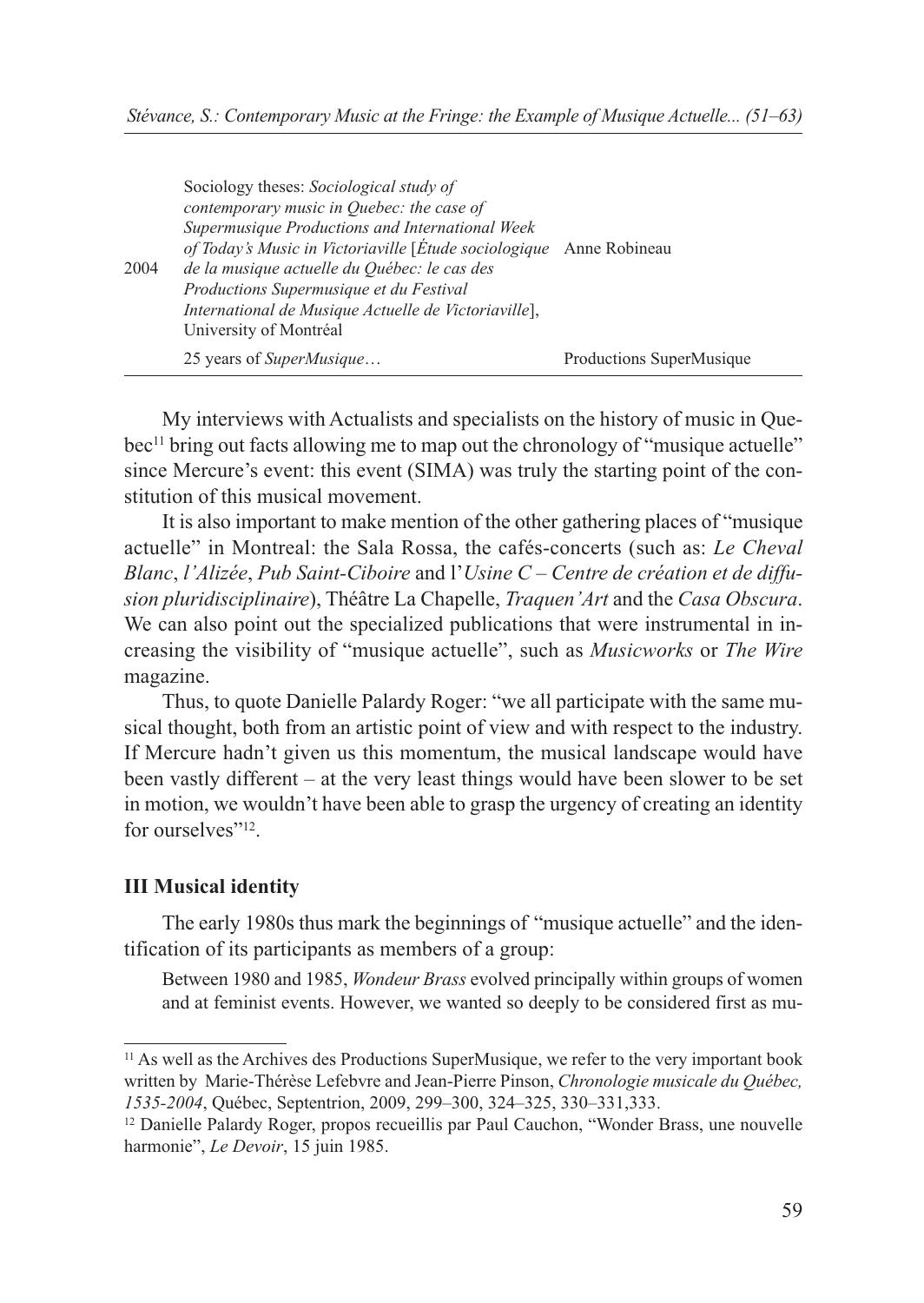| | | |
|---|---|---|
| 2004 | Sociology theses: *Sociological study of contemporary music in Quebec: the case of Supermusique Productions and International Week of Today's Music in Victoriaville* [*Étude sociologique de la musique actuelle du Québec: le cas des Productions Supermusique et du Festival International de Musique Actuelle de Victoriaville*], University of Montréal | Anne Robineau |
| | 25 years of *SuperMusique*… | Productions SuperMusique |

My interviews with Actualists and specialists on the history of music in Quebec[11] bring out facts allowing me to map out the chronology of "musique actuelle" since Mercure's event: this event (SIMA) was truly the starting point of the constitution of this musical movement.

It is also important to make mention of the other gathering places of "musique actuelle" in Montreal: the Sala Rossa, the cafés-concerts (such as: *Le Cheval Blanc*, *l'Alizée*, *Pub Saint-Ciboire* and l'*Usine C – Centre de création et de diffusion pluridisciplinaire*), Théâtre La Chapelle, *Traquen'Art* and the *Casa Obscura*. We can also point out the specialized publications that were instrumental in increasing the visibility of "musique actuelle", such as *Musicworks* or *The Wire* magazine.

Thus, to quote Danielle Palardy Roger: "we all participate with the same musical thought, both from an artistic point of view and with respect to the industry. If Mercure hadn't given us this momentum, the musical landscape would have been vastly different – at the very least things would have been slower to be set in motion, we wouldn't have been able to grasp the urgency of creating an identity for ourselves"[12].

### III Musical identity

The early 1980s thus mark the beginnings of "musique actuelle" and the identification of its participants as members of a group:

> Between 1980 and 1985, *Wondeur Brass* evolved principally within groups of women and at feminist events. However, we wanted so deeply to be considered first as mu-

---

[11] As well as the Archives des Productions SuperMusique, we refer to the very important book written by Marie-Thérèse Lefebvre and Jean-Pierre Pinson, *Chronologie musicale du Québec, 1535-2004*, Québec, Septentrion, 2009, 299–300, 324–325, 330–331,333.

[12] Danielle Palardy Roger, propos recueillis par Paul Cauchon, "Wonder Brass, une nouvelle harmonie", *Le Devoir*, 15 juin 1985.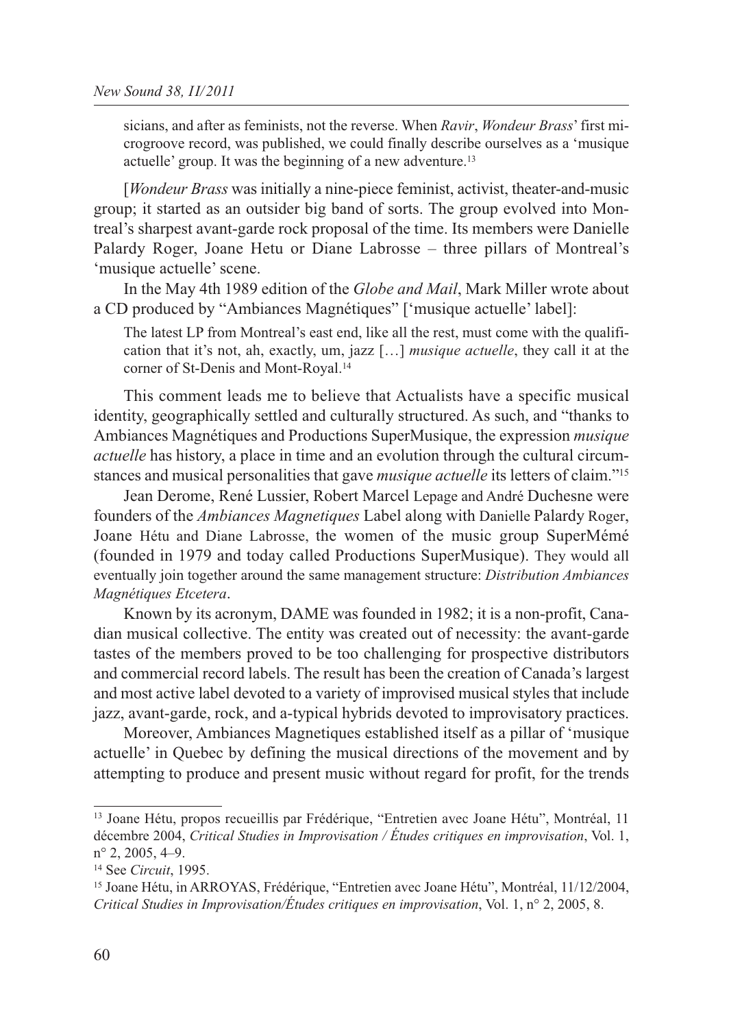sicians, and after as feminists, not the reverse. When *Ravir*, *Wondeur Brass*' first microgroove record, was published, we could finally describe ourselves as a 'musique actuelle' group. It was the beginning of a new adventure.[13]

[*Wondeur Brass* was initially a nine-piece feminist, activist, theater-and-music group; it started as an outsider big band of sorts. The group evolved into Montreal's sharpest avant-garde rock proposal of the time. Its members were Danielle Palardy Roger, Joane Hetu or Diane Labrosse – three pillars of Montreal's 'musique actuelle' scene.

In the May 4th 1989 edition of the *Globe and Mail*, Mark Miller wrote about a CD produced by "Ambiances Magnétiques" ['musique actuelle' label]:

> The latest LP from Montreal's east end, like all the rest, must come with the qualification that it's not, ah, exactly, um, jazz […] *musique actuelle*, they call it at the corner of St-Denis and Mont-Royal.[14]

This comment leads me to believe that Actualists have a specific musical identity, geographically settled and culturally structured. As such, and "thanks to Ambiances Magnétiques and Productions SuperMusique, the expression *musique actuelle* has history, a place in time and an evolution through the cultural circumstances and musical personalities that gave *musique actuelle* its letters of claim."[15]

Jean Derome, René Lussier, Robert Marcel Lepage and André Duchesne were founders of the *Ambiances Magnetiques* Label along with Danielle Palardy Roger, Joane Hétu and Diane Labrosse, the women of the music group SuperMémé (founded in 1979 and today called Productions SuperMusique). They would all eventually join together around the same management structure: *Distribution Ambiances Magnétiques Etcetera*.

Known by its acronym, DAME was founded in 1982; it is a non-profit, Canadian musical collective. The entity was created out of necessity: the avant-garde tastes of the members proved to be too challenging for prospective distributors and commercial record labels. The result has been the creation of Canada's largest and most active label devoted to a variety of improvised musical styles that include jazz, avant-garde, rock, and a-typical hybrids devoted to improvisatory practices.

Moreover, Ambiances Magnetiques established itself as a pillar of 'musique actuelle' in Quebec by defining the musical directions of the movement and by attempting to produce and present music without regard for profit, for the trends

---

[13] Joane Hétu, propos recueillis par Frédérique, "Entretien avec Joane Hétu", Montréal, 11 décembre 2004, *Critical Studies in Improvisation / Études critiques en improvisation*, Vol. 1, n° 2, 2005, 4–9.

[14] See *Circuit*, 1995.

[15] Joane Hétu, in ARROYAS, Frédérique, "Entretien avec Joane Hétu", Montréal, 11/12/2004, *Critical Studies in Improvisation/Études critiques en improvisation*, Vol. 1, n° 2, 2005, 8.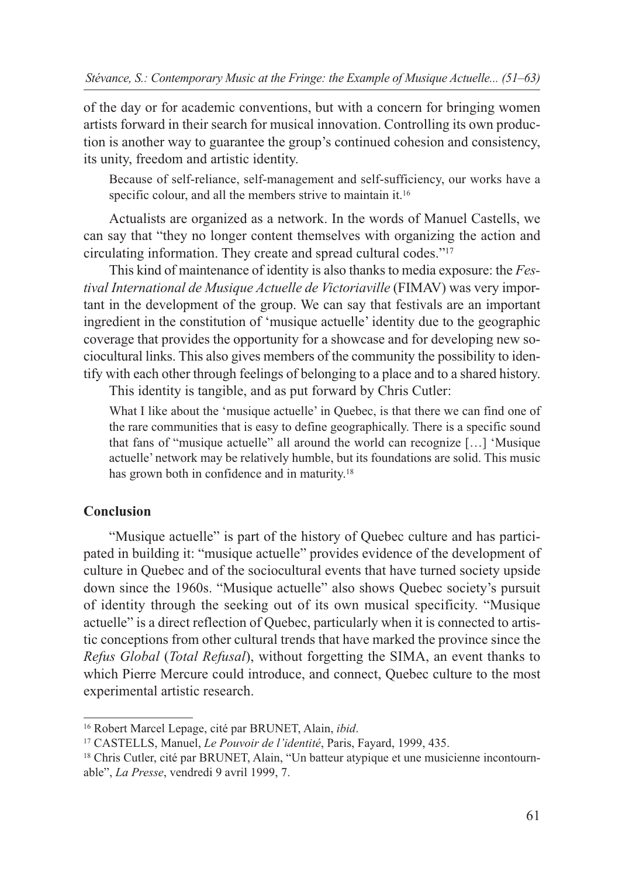of the day or for academic conventions, but with a concern for bringing women artists forward in their search for musical innovation. Controlling its own production is another way to guarantee the group's continued cohesion and consistency, its unity, freedom and artistic identity.

> Because of self-reliance, self-management and self-sufficiency, our works have a specific colour, and all the members strive to maintain it.[16]

Actualists are organized as a network. In the words of Manuel Castells, we can say that "they no longer content themselves with organizing the action and circulating information. They create and spread cultural codes."[17]

This kind of maintenance of identity is also thanks to media exposure: the *Festival International de Musique Actuelle de Victoriaville* (FIMAV) was very important in the development of the group. We can say that festivals are an important ingredient in the constitution of 'musique actuelle' identity due to the geographic coverage that provides the opportunity for a showcase and for developing new sociocultural links. This also gives members of the community the possibility to identify with each other through feelings of belonging to a place and to a shared history.

This identity is tangible, and as put forward by Chris Cutler:

> What I like about the 'musique actuelle' in Quebec, is that there we can find one of the rare communities that is easy to define geographically. There is a specific sound that fans of "musique actuelle" all around the world can recognize […] 'Musique actuelle' network may be relatively humble, but its foundations are solid. This music has grown both in confidence and in maturity.[18]

## Conclusion

"Musique actuelle" is part of the history of Quebec culture and has participated in building it: "musique actuelle" provides evidence of the development of culture in Quebec and of the sociocultural events that have turned society upside down since the 1960s. "Musique actuelle" also shows Quebec society's pursuit of identity through the seeking out of its own musical specificity. "Musique actuelle" is a direct reflection of Quebec, particularly when it is connected to artistic conceptions from other cultural trends that have marked the province since the *Refus Global* (*Total Refusal*), without forgetting the SIMA, an event thanks to which Pierre Mercure could introduce, and connect, Quebec culture to the most experimental artistic research.

---

[16] Robert Marcel Lepage, cité par BRUNET, Alain, *ibid*.

[17] CASTELLS, Manuel, *Le Pouvoir de l'identité*, Paris, Fayard, 1999, 435.

[18] Chris Cutler, cité par BRUNET, Alain, "Un batteur atypique et une musicienne incontournable", *La Presse*, vendredi 9 avril 1999, 7.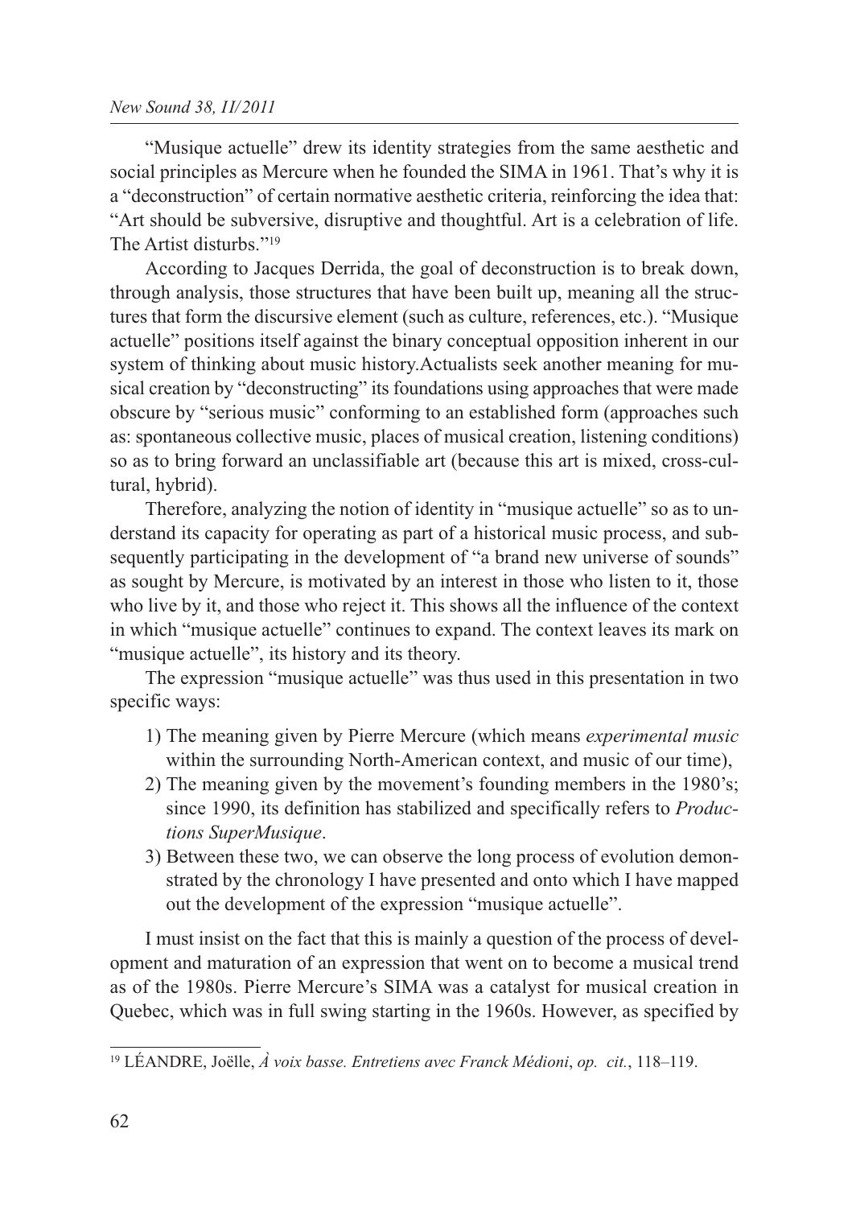"Musique actuelle" drew its identity strategies from the same aesthetic and social principles as Mercure when he founded the SIMA in 1961. That's why it is a "deconstruction" of certain normative aesthetic criteria, reinforcing the idea that: "Art should be subversive, disruptive and thoughtful. Art is a celebration of life. The Artist disturbs."[19]

According to Jacques Derrida, the goal of deconstruction is to break down, through analysis, those structures that have been built up, meaning all the structures that form the discursive element (such as culture, references, etc.). "Musique actuelle" positions itself against the binary conceptual opposition inherent in our system of thinking about music history.Actualists seek another meaning for musical creation by "deconstructing" its foundations using approaches that were made obscure by "serious music" conforming to an established form (approaches such as: spontaneous collective music, places of musical creation, listening conditions) so as to bring forward an unclassifiable art (because this art is mixed, cross-cultural, hybrid).

Therefore, analyzing the notion of identity in "musique actuelle" so as to understand its capacity for operating as part of a historical music process, and subsequently participating in the development of "a brand new universe of sounds" as sought by Mercure, is motivated by an interest in those who listen to it, those who live by it, and those who reject it. This shows all the influence of the context in which "musique actuelle" continues to expand. The context leaves its mark on "musique actuelle", its history and its theory.

The expression "musique actuelle" was thus used in this presentation in two specific ways:

1) The meaning given by Pierre Mercure (which means *experimental music* within the surrounding North-American context, and music of our time),
2) The meaning given by the movement's founding members in the 1980's; since 1990, its definition has stabilized and specifically refers to *Productions SuperMusique*.
3) Between these two, we can observe the long process of evolution demonstrated by the chronology I have presented and onto which I have mapped out the development of the expression "musique actuelle".

I must insist on the fact that this is mainly a question of the process of development and maturation of an expression that went on to become a musical trend as of the 1980s. Pierre Mercure's SIMA was a catalyst for musical creation in Quebec, which was in full swing starting in the 1960s. However, as specified by

[19] LÉANDRE, Joëlle, *À voix basse. Entretiens avec Franck Médioni*, *op. cit.*, 118–119.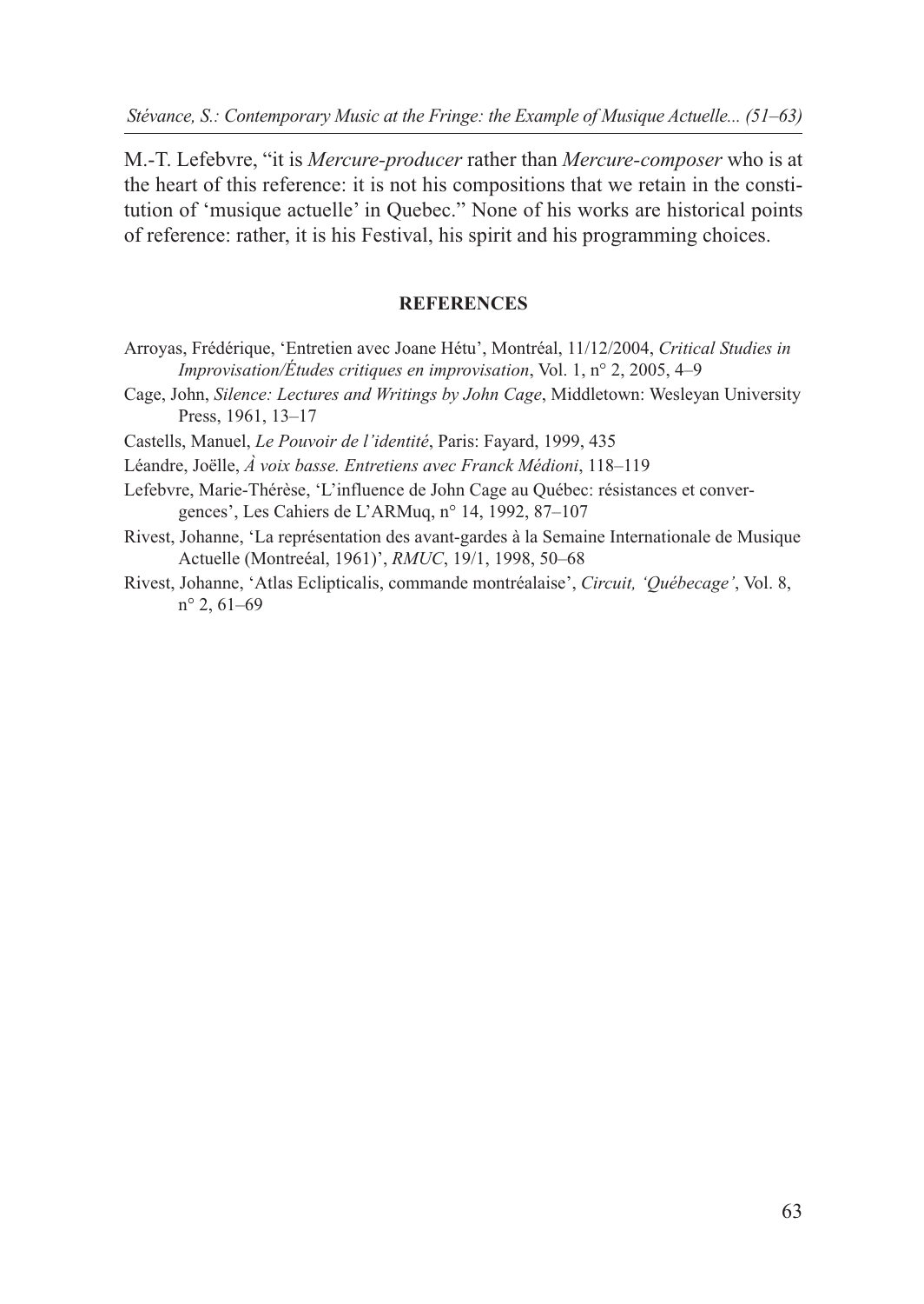M.-T. Lefebvre, "it is *Mercure-producer* rather than *Mercure-composer* who is at the heart of this reference: it is not his compositions that we retain in the constitution of 'musique actuelle' in Quebec." None of his works are historical points of reference: rather, it is his Festival, his spirit and his programming choices.

## REFERENCES

Arroyas, Frédérique, 'Entretien avec Joane Hétu', Montréal, 11/12/2004, *Critical Studies in Improvisation/Études critiques en improvisation*, Vol. 1, n° 2, 2005, 4–9

Cage, John, *Silence: Lectures and Writings by John Cage*, Middletown: Wesleyan University Press, 1961, 13–17

Castells, Manuel, *Le Pouvoir de l'identité*, Paris: Fayard, 1999, 435

Léandre, Joëlle, *À voix basse. Entretiens avec Franck Médioni*, 118–119

Lefebvre, Marie-Thérèse, 'L'influence de John Cage au Québec: résistances et convergences', Les Cahiers de L'ARMuq, n° 14, 1992, 87–107

Rivest, Johanne, 'La représentation des avant-gardes à la Semaine Internationale de Musique Actuelle (Montreéal, 1961)', *RMUC*, 19/1, 1998, 50–68

Rivest, Johanne, 'Atlas Eclipticalis, commande montréalaise', *Circuit, 'Québecage'*, Vol. 8, n° 2, 61–69